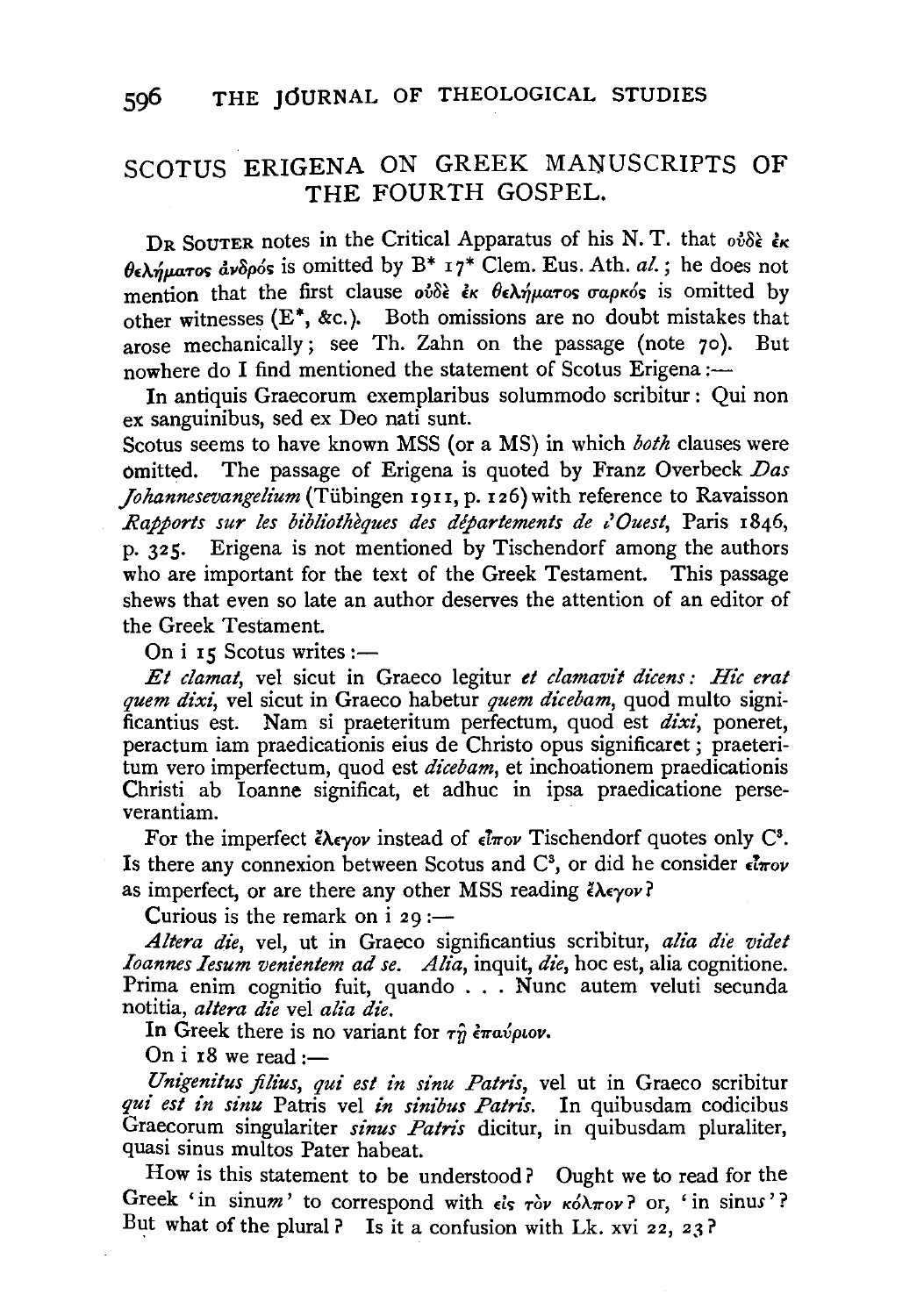## SCOTUS ERIGENA ON GREEK MANUSCRIPTS OF THE FOURTH GOSPEL.

DR SOUTER notes in the Critical Apparatus of his N. T. that οὐδὲ ἐκ θελήματος ἀνδρός is omitted by B* 17* Clem. Eus. Ath. *al.*; he does not mention that the first clause οὐδὲ ἐκ θελήματος σαρκός is omitted by other witnesses (E*, &c.). Both omissions are no doubt mistakes that arose mechanically; see Th. Zahn on the passage (note 70). But nowhere do I find mentioned the statement of Scotus Erigena:—

In antiquis Graecorum exemplaribus solummodo scribitur: Qui non ex sanguinibus, sed ex Deo nati sunt.

Scotus seems to have known MSS (or a MS) in which *both* clauses were omitted. The passage of Erigena is quoted by Franz Overbeck *Das Johannesevangelium* (Tübingen 1911, p. 126) with reference to Ravaisson *Rapports sur les bibliothèques des départements de l'Ouest*, Paris 1846, p. 325. Erigena is not mentioned by Tischendorf among the authors who are important for the text of the Greek Testament. This passage shews that even so late an author deserves the attention of an editor of the Greek Testament.

On i 15 Scotus writes:—

*Et clamat*, vel sicut in Graeco legitur *et clamavit dicens: Hic erat quem dixi*, vel sicut in Graeco habetur *quem dicebam*, quod multo significantius est. Nam si praeteritum perfectum, quod est *dixi*, poneret, peractum iam praedicationis eius de Christo opus significaret; praeteritum vero imperfectum, quod est *dicebam*, et inchoationem praedicationis Christi ab Ioanne significat, et adhuc in ipsa praedicatione perseverantiam.

For the imperfect ἔλεγον instead of εἶπον Tischendorf quotes only C[3]. Is there any connexion between Scotus and C[3], or did he consider εἶπον as imperfect, or are there any other MSS reading ἔλεγον?

Curious is the remark on i 29:—

*Altera die*, vel, ut in Graeco significantius scribitur, *alia die videt Ioannes Iesum venientem ad se. Alia*, inquit, *die*, hoc est, alia cognitione. Prima enim cognitio fuit, quando . . . Nunc autem veluti secunda notitia, *altera die* vel *alia die*.

In Greek there is no variant for τῇ ἐπαύριον.

On i 18 we read:—

*Unigenitus filius, qui est in sinu Patris*, vel ut in Graeco scribitur *qui est in sinu* Patris vel *in sinibus Patris*. In quibusdam codicibus Graecorum singulariter *sinus Patris* dicitur, in quibusdam pluraliter, quasi sinus multos Pater habeat.

How is this statement to be understood? Ought we to read for the Greek 'in sinu*m*' to correspond with εἰς τὸν κόλπον? or, 'in sinu*s*'? But what of the plural? Is it a confusion with Lk. xvi 22, 23?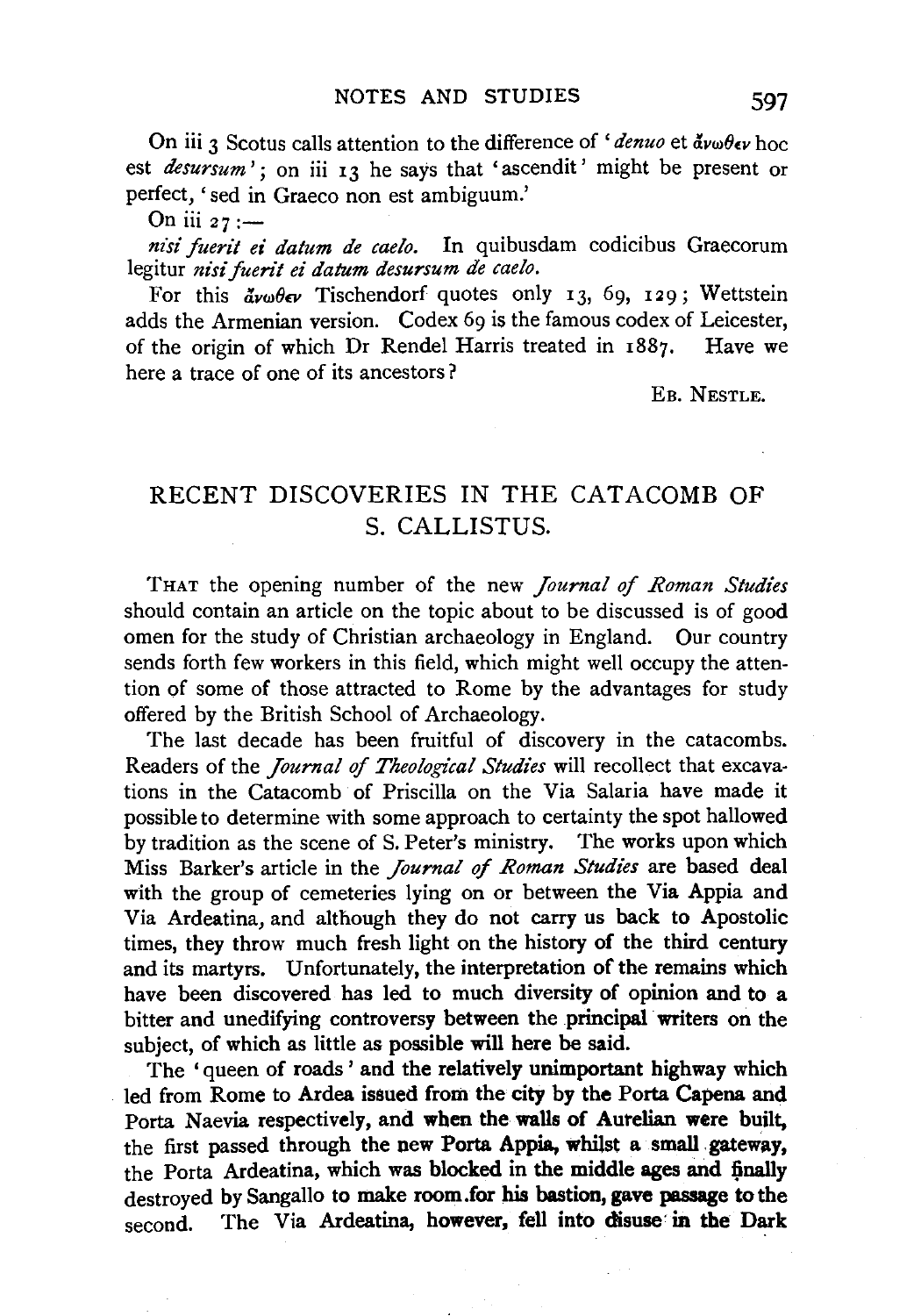On iii 3 Scotus calls attention to the difference of '*denuo* et ἄνωθεν hoc est *desursum*'; on iii 13 he says that 'ascendit' might be present or perfect, 'sed in Graeco non est ambiguum.'

On iii 27:—

*nisi fuerit ei datum de caelo.* In quibusdam codicibus Graecorum legitur *nisi fuerit ei datum desursum de caelo.*

For this ἄνωθεν Tischendorf quotes only 13, 69, 129; Wettstein adds the Armenian version. Codex 69 is the famous codex of Leicester, of the origin of which Dr Rendel Harris treated in 1887. Have we here a trace of one of its ancestors?

EB. NESTLE.

## RECENT DISCOVERIES IN THE CATACOMB OF S. CALLISTUS.

THAT the opening number of the new *Journal of Roman Studies* should contain an article on the topic about to be discussed is of good omen for the study of Christian archaeology in England. Our country sends forth few workers in this field, which might well occupy the attention of some of those attracted to Rome by the advantages for study offered by the British School of Archaeology.

The last decade has been fruitful of discovery in the catacombs. Readers of the *Journal of Theological Studies* will recollect that excavations in the Catacomb of Priscilla on the Via Salaria have made it possible to determine with some approach to certainty the spot hallowed by tradition as the scene of S. Peter's ministry. The works upon which Miss Barker's article in the *Journal of Roman Studies* are based deal with the group of cemeteries lying on or between the Via Appia and Via Ardeatina, and although they do not carry us back to Apostolic times, they throw much fresh light on the history of the third century and its martyrs. Unfortunately, the interpretation of the remains which have been discovered has led to much diversity of opinion and to a bitter and unedifying controversy between the principal writers on the subject, of which as little as possible will here be said.

The 'queen of roads' and the relatively unimportant highway which led from Rome to Ardea issued from the city by the Porta Capena and Porta Naevia respectively, and when the walls of Aurelian were built, the first passed through the new Porta Appia, whilst a small gateway, the Porta Ardeatina, which was blocked in the middle ages and finally destroyed by Sangallo to make room for his bastion, gave passage to the second. The Via Ardeatina, however, fell into disuse in the Dark